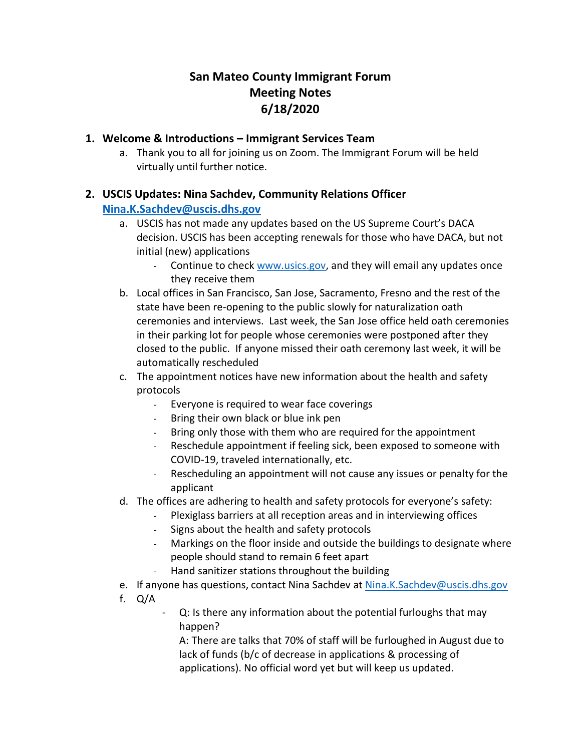# San Mateo County Immigrant Forum
# Meeting Notes
# 6/18/2020

1. **Welcome & Introductions – Immigrant Services Team**
   a. Thank you to all for joining us on Zoom. The Immigrant Forum will be held virtually until further notice.

2. **USCIS Updates: Nina Sachdev, Community Relations Officer**
   **Nina.K.Sachdev@uscis.dhs.gov**
   a. USCIS has not made any updates based on the US Supreme Court's DACA decision. USCIS has been accepting renewals for those who have DACA, but not initial (new) applications
      - Continue to check www.usics.gov, and they will email any updates once they receive them
   
   b. Local offices in San Francisco, San Jose, Sacramento, Fresno and the rest of the state have been re-opening to the public slowly for naturalization oath ceremonies and interviews. Last week, the San Jose office held oath ceremonies in their parking lot for people whose ceremonies were postponed after they closed to the public. If anyone missed their oath ceremony last week, it will be automatically rescheduled
   
   c. The appointment notices have new information about the health and safety protocols
      - Everyone is required to wear face coverings
      - Bring their own black or blue ink pen
      - Bring only those with them who are required for the appointment
      - Reschedule appointment if feeling sick, been exposed to someone with COVID-19, traveled internationally, etc.
      - Rescheduling an appointment will not cause any issues or penalty for the applicant
   
   d. The offices are adhering to health and safety protocols for everyone's safety:
      - Plexiglass barriers at all reception areas and in interviewing offices
      - Signs about the health and safety protocols
      - Markings on the floor inside and outside the buildings to designate where people should stand to remain 6 feet apart
      - Hand sanitizer stations throughout the building
   
   e. If anyone has questions, contact Nina Sachdev at Nina.K.Sachdev@uscis.dhs.gov
   
   f. Q/A
      - Q: Is there any information about the potential furloughs that may happen?
        A: There are talks that 70% of staff will be furloughed in August due to lack of funds (b/c of decrease in applications & processing of applications). No official word yet but will keep us updated.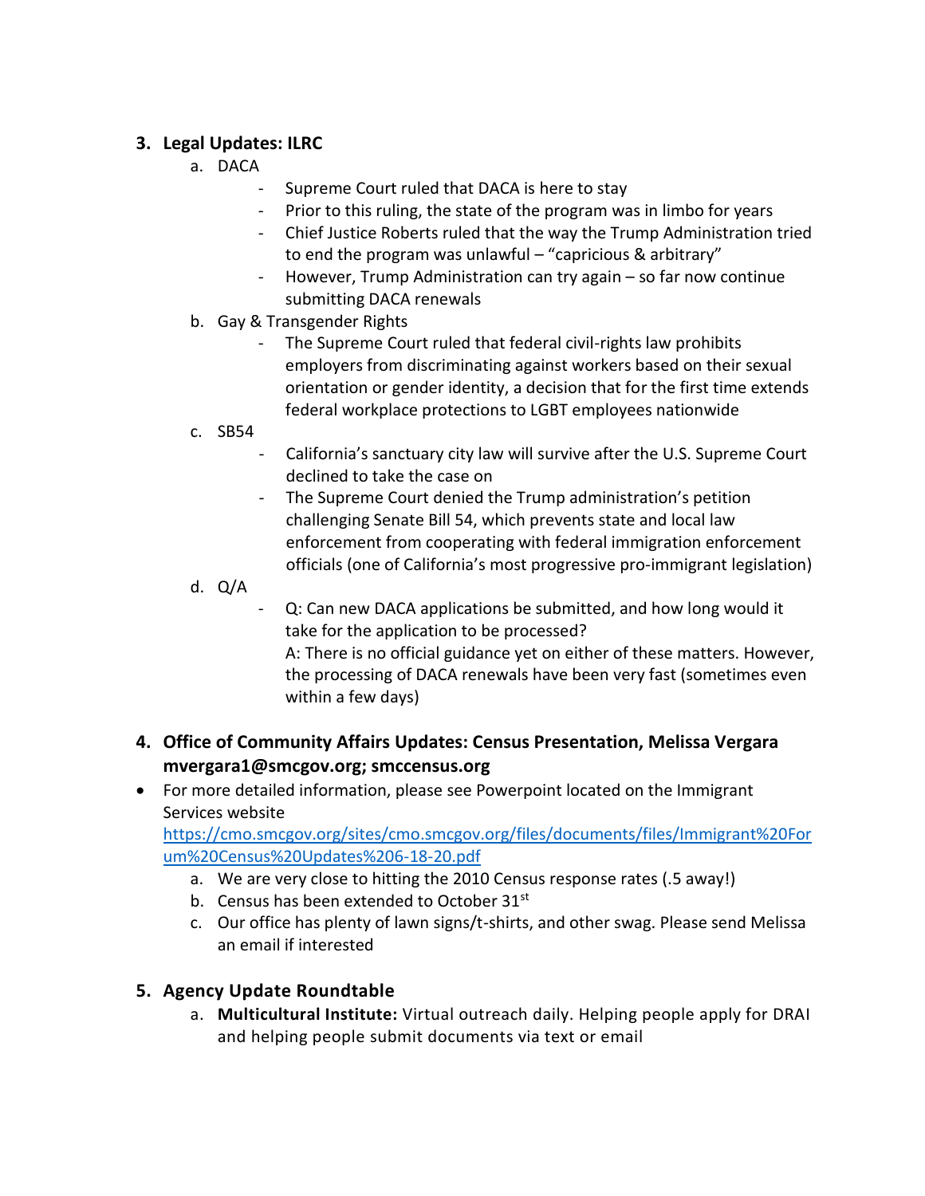3. **Legal Updates: ILRC**
    a. DACA
        - Supreme Court ruled that DACA is here to stay
        - Prior to this ruling, the state of the program was in limbo for years
        - Chief Justice Roberts ruled that the way the Trump Administration tried to end the program was unlawful – "capricious & arbitrary"
        - However, Trump Administration can try again – so far now continue submitting DACA renewals
    b. Gay & Transgender Rights
        - The Supreme Court ruled that federal civil-rights law prohibits employers from discriminating against workers based on their sexual orientation or gender identity, a decision that for the first time extends federal workplace protections to LGBT employees nationwide
    c. SB54
        - California's sanctuary city law will survive after the U.S. Supreme Court declined to take the case on
        - The Supreme Court denied the Trump administration's petition challenging Senate Bill 54, which prevents state and local law enforcement from cooperating with federal immigration enforcement officials (one of California's most progressive pro-immigrant legislation)
    d. Q/A
        - Q: Can new DACA applications be submitted, and how long would it take for the application to be processed?
          A: There is no official guidance yet on either of these matters. However, the processing of DACA renewals have been very fast (sometimes even within a few days)

4. **Office of Community Affairs Updates: Census Presentation, Melissa Vergara mvergara1@smcgov.org; smccensus.org**

- For more detailed information, please see Powerpoint located on the Immigrant Services website [https://cmo.smcgov.org/sites/cmo.smcgov.org/files/documents/files/Immigrant%20Forum%20Census%20Updates%206-18-20.pdf](https://cmo.smcgov.org/sites/cmo.smcgov.org/files/documents/files/Immigrant%20Forum%20Census%20Updates%206-18-20.pdf)
    a. We are very close to hitting the 2010 Census response rates (.5 away!)
    b. Census has been extended to October 31st
    c. Our office has plenty of lawn signs/t-shirts, and other swag. Please send Melissa an email if interested

5. **Agency Update Roundtable**
    a. **Multicultural Institute:** Virtual outreach daily. Helping people apply for DRAI and helping people submit documents via text or email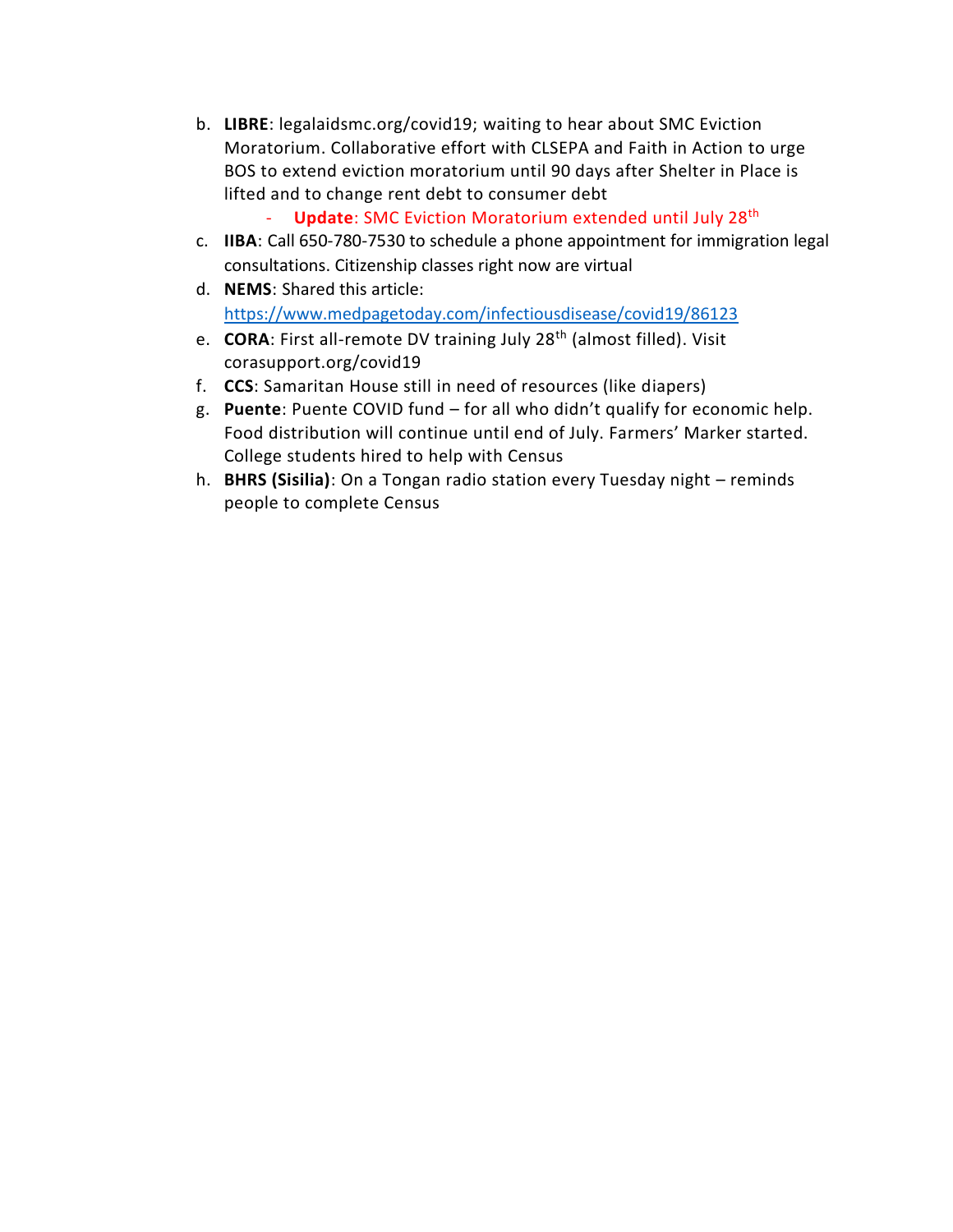b. **LIBRE**: legalaidsmc.org/covid19; waiting to hear about SMC Eviction Moratorium. Collaborative effort with CLSEPA and Faith in Action to urge BOS to extend eviction moratorium until 90 days after Shelter in Place is lifted and to change rent debt to consumer debt
    - **Update**: SMC Eviction Moratorium extended until July 28th
c. **IIBA**: Call 650-780-7530 to schedule a phone appointment for immigration legal consultations. Citizenship classes right now are virtual
d. **NEMS**: Shared this article: https://www.medpagetoday.com/infectiousdisease/covid19/86123
e. **CORA**: First all-remote DV training July 28th (almost filled). Visit corasupport.org/covid19
f. **CCS**: Samaritan House still in need of resources (like diapers)
g. **Puente**: Puente COVID fund – for all who didn't qualify for economic help. Food distribution will continue until end of July. Farmers' Marker started. College students hired to help with Census
h. **BHRS (Sisilia)**: On a Tongan radio station every Tuesday night – reminds people to complete Census